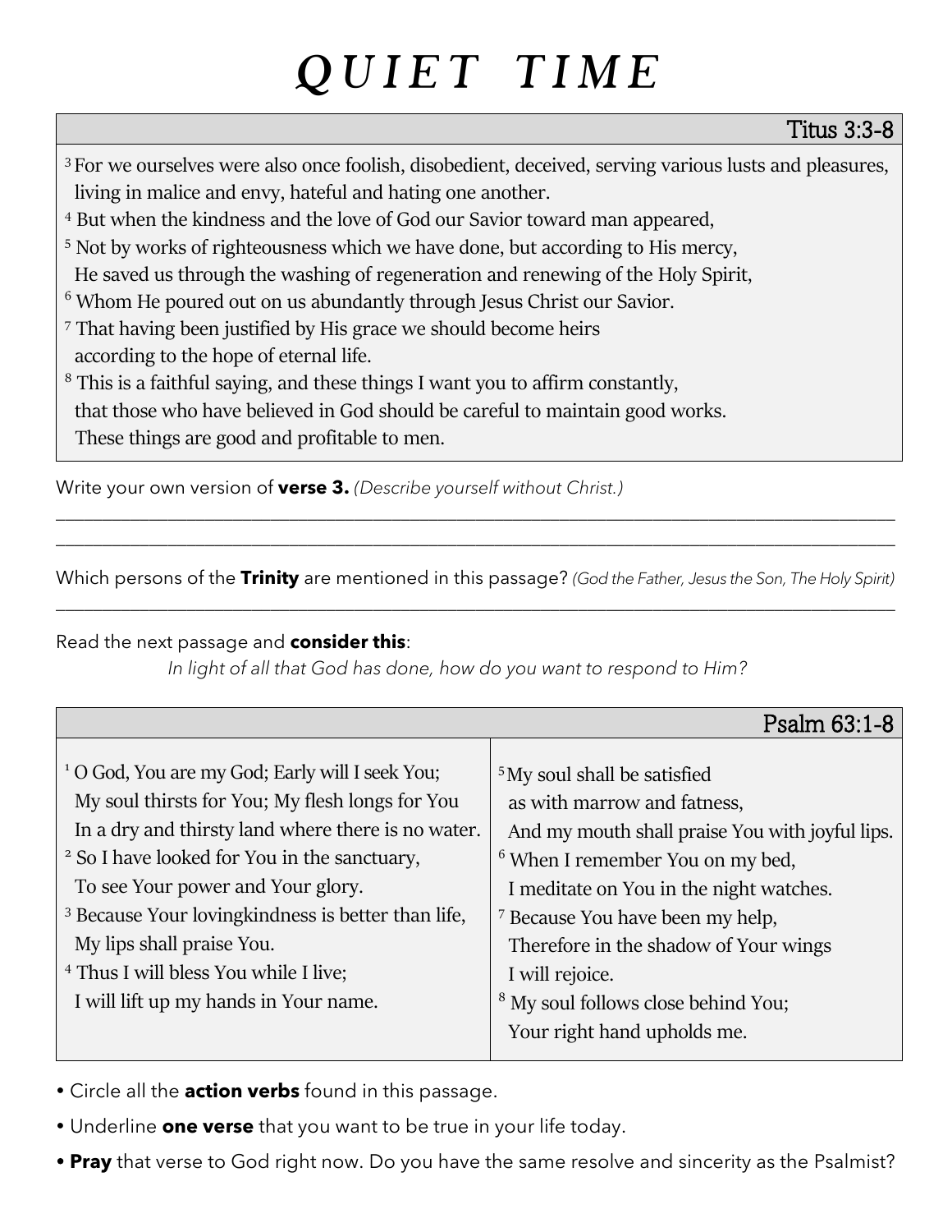# *QUIET TIME*

**Titus 3:3-8**

[3] For we ourselves were also once foolish, disobedient, deceived, serving various lusts and pleasures, living in malice and envy, hateful and hating one another.
[4] But when the kindness and the love of God our Savior toward man appeared,
[5] Not by works of righteousness which we have done, but according to His mercy,
He saved us through the washing of regeneration and renewing of the Holy Spirit,
[6] Whom He poured out on us abundantly through Jesus Christ our Savior.
[7] That having been justified by His grace we should become heirs
according to the hope of eternal life.
[8] This is a faithful saying, and these things I want you to affirm constantly,
that those who have believed in God should be careful to maintain good works.
These things are good and profitable to men.

Write your own version of **verse 3.** *(Describe yourself without Christ.)*

\_\_\_\_\_\_\_\_\_\_\_\_\_\_\_\_\_\_\_\_\_\_\_\_\_\_\_\_\_\_\_\_\_\_\_\_\_\_\_\_\_\_\_\_\_\_\_\_\_\_\_\_\_\_\_\_\_\_\_\_\_\_\_\_\_\_\_\_\_\_\_\_\_\_\_\_\_\_

\_\_\_\_\_\_\_\_\_\_\_\_\_\_\_\_\_\_\_\_\_\_\_\_\_\_\_\_\_\_\_\_\_\_\_\_\_\_\_\_\_\_\_\_\_\_\_\_\_\_\_\_\_\_\_\_\_\_\_\_\_\_\_\_\_\_\_\_\_\_\_\_\_\_\_\_\_\_

Which persons of the **Trinity** are mentioned in this passage? *(God the Father, Jesus the Son, The Holy Spirit)*

\_\_\_\_\_\_\_\_\_\_\_\_\_\_\_\_\_\_\_\_\_\_\_\_\_\_\_\_\_\_\_\_\_\_\_\_\_\_\_\_\_\_\_\_\_\_\_\_\_\_\_\_\_\_\_\_\_\_\_\_\_\_\_\_\_\_\_\_\_\_\_\_\_\_\_\_\_\_

Read the next passage and **consider this**:

*In light of all that God has done, how do you want to respond to Him?*

**Psalm 63:1-8**

[1] O God, You are my God; Early will I seek You;
My soul thirsts for You; My flesh longs for You
In a dry and thirsty land where there is no water.
[2] So I have looked for You in the sanctuary,
To see Your power and Your glory.
[3] Because Your lovingkindness is better than life,
My lips shall praise You.
[4] Thus I will bless You while I live;
I will lift up my hands in Your name.
[5] My soul shall be satisfied
as with marrow and fatness,
And my mouth shall praise You with joyful lips.
[6] When I remember You on my bed,
I meditate on You in the night watches.
[7] Because You have been my help,
Therefore in the shadow of Your wings
I will rejoice.
[8] My soul follows close behind You;
Your right hand upholds me.

- Circle all the **action verbs** found in this passage.
- Underline **one verse** that you want to be true in your life today.
- **Pray** that verse to God right now. Do you have the same resolve and sincerity as the Psalmist?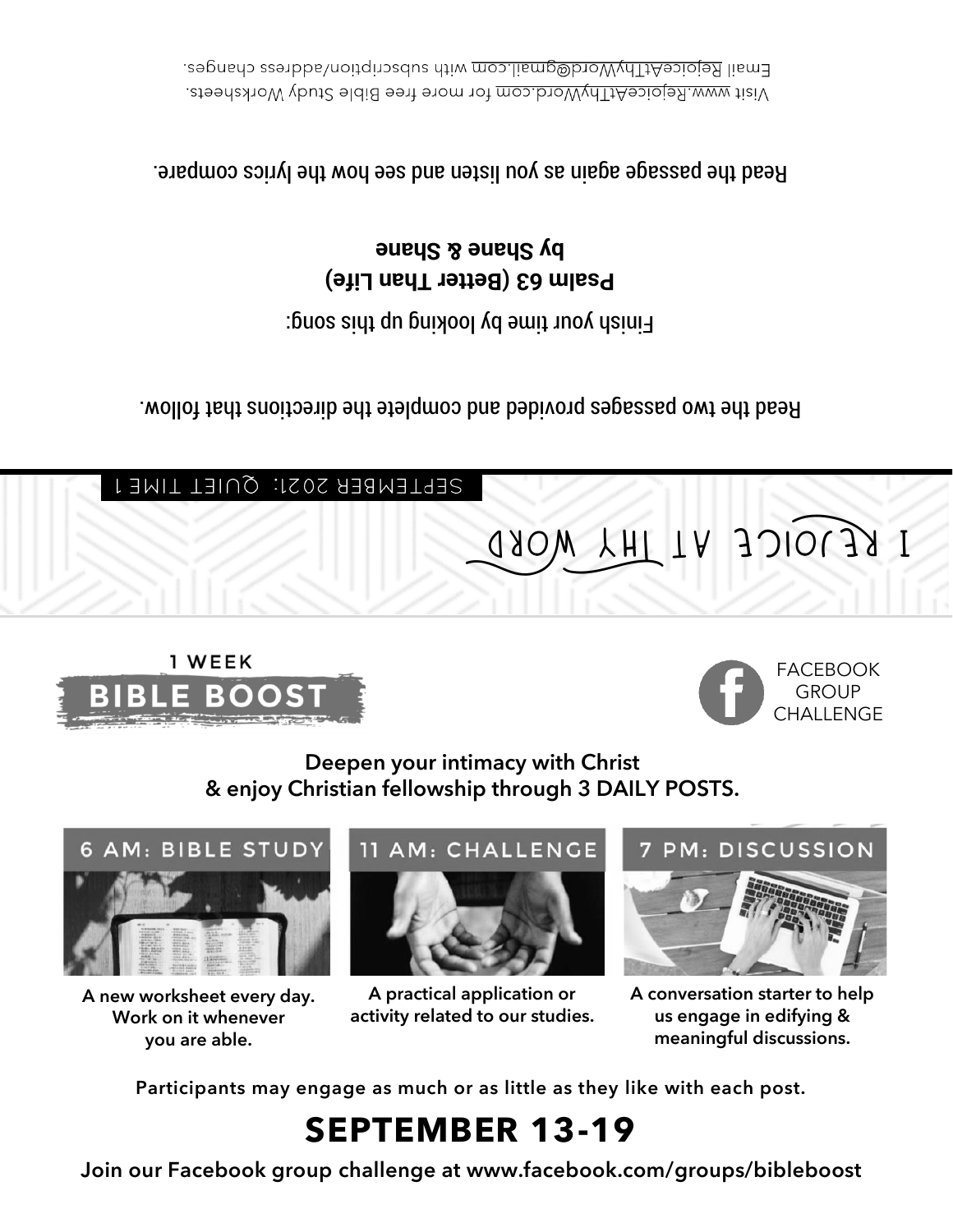# I REJOICE AT THY WORD

SEPTEMBER 2021: QUIET TIME 1

Read the two passages provided and complete the directions that follow.

Finish your time by looking up this song:

**Psalm 63 (Better Than Life)**
**by Shane & Shane**

Read the passage again as you listen and see how the lyrics compare.

Visit www.RejoiceAtThyWord.com for more free Bible Study Worksheets.
Email RejoiceAtThyWord@gmail.com with subscription/address changes.

---

1 WEEK
**BIBLE BOOST**

FACEBOOK GROUP CHALLENGE

**Deepen your intimacy with Christ & enjoy Christian fellowship through 3 DAILY POSTS.**

**6 AM: BIBLE STUDY**
A new worksheet every day. Work on it whenever you are able.

**11 AM: CHALLENGE**
A practical application or activity related to our studies.

**7 PM: DISCUSSION**
A conversation starter to help us engage in edifying & meaningful discussions.

Participants may engage as much or as little as they like with each post.

# SEPTEMBER 13-19

**Join our Facebook group challenge at www.facebook.com/groups/bibleboost**